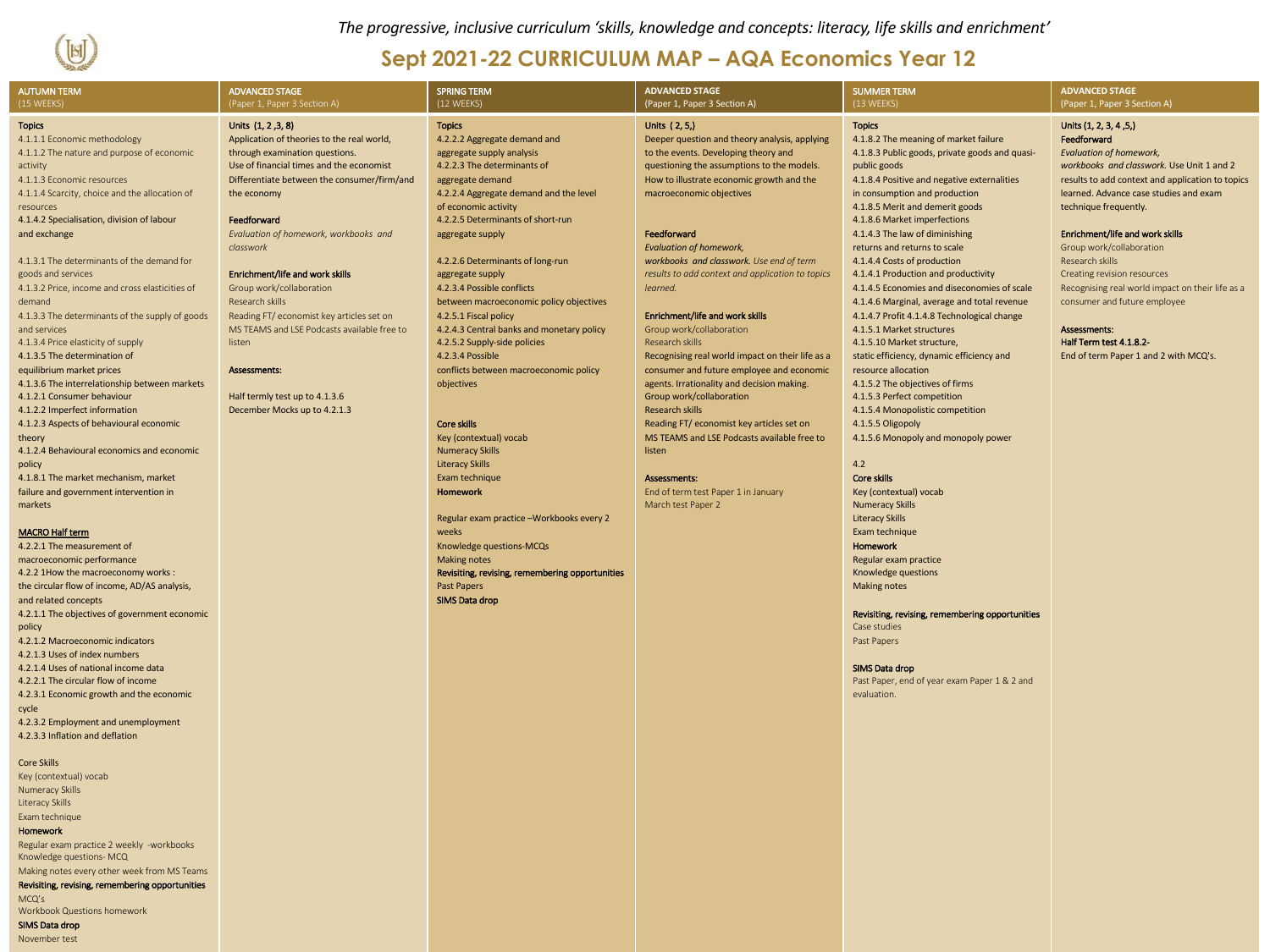*The progressive, inclusive curriculum 'skills, knowledge and concepts: literacy, life skills and enrichment'*

# Sept 2021-22 CURRICULUM MAP – AQA Economics Year 12

| AUTUMN TERM (15 WEEKS) | ADVANCED STAGE (Paper 1, Paper 3 Section A) | SPRING TERM (12 WEEKS) | ADVANCED STAGE (Paper 1, Paper 3 Section A) | SUMMER TERM (13 WEEKS) | ADVANCED STAGE (Paper 1, Paper 3 Section A) |
|---|---|---|---|---|---|
| **Topics**<br>4.1.1.1 Economic methodology<br>4.1.1.2 The nature and purpose of economic activity<br>4.1.1.3 Economic resources<br>4.1.1.4 Scarcity, choice and the allocation of resources<br>4.1.4.2 Specialisation, division of labour and exchange<br><br>4.1.3.1 The determinants of the demand for goods and services<br>4.1.3.2 Price, income and cross elasticities of demand<br>4.1.3.3 The determinants of the supply of goods and services<br>4.1.3.4 Price elasticity of supply<br>4.1.3.5 The determination of equilibrium market prices<br>4.1.3.6 The interrelationship between markets<br>4.1.2.1 Consumer behaviour<br>4.1.2.2 Imperfect information<br>4.1.2.3 Aspects of behavioural economic theory<br>4.1.2.4 Behavioural economics and economic policy<br>4.1.8.1 The market mechanism, market failure and government intervention in markets<br><br>MACRO Half term<br>4.2.2.1 The measurement of macroeconomic performance<br>4.2.2 1How the macroeconomy works : the circular flow of income, AD/AS analysis, and related concepts<br>4.2.1.1 The objectives of government economic policy<br>4.2.1.2 Macroeconomic indicators<br>4.2.1.3 Uses of index numbers<br>4.2.1.4 Uses of national income data<br>4.2.2.1 The circular flow of income<br>4.2.3.1 Economic growth and the economic cycle<br>4.2.3.2 Employment and unemployment<br>4.2.3.3 Inflation and deflation<br><br>Core Skills<br>Key (contextual) vocab<br>Numeracy Skills<br>Literacy Skills<br>Exam technique<br>**Homework**<br>Regular exam practice 2 weekly -workbooks<br>Knowledge questions- MCQ<br>Making notes every other week from MS Teams<br>**Revisiting, revising, remembering opportunities**<br>MCQ's<br>Workbook Questions homework<br>**SIMS Data drop**<br>November test | Units (1, 2 ,3, 8)<br>Application of theories to the real world, through examination questions.<br>Use of financial times and the economist<br>Differentiate between the consumer/firm/and the economy<br><br>**Feedforward**<br>*Evaluation of homework, workbooks and classwork*<br><br>**Enrichment/life and work skills**<br>Group work/collaboration<br>Research skills<br>Reading FT/ economist key articles set on MS TEAMS and LSE Podcasts available free to listen<br><br>**Assessments:**<br><br>Half termly test up to 4.1.3.6<br>December Mocks up to 4.2.1.3 | **Topics**<br>4.2.2.2 Aggregate demand and aggregate supply analysis<br>4.2.2.3 The determinants of aggregate demand<br>4.2.2.4 Aggregate demand and the level of economic activity<br>4.2.2.5 Determinants of short-run aggregate supply<br><br>4.2.2.6 Determinants of long-run aggregate supply<br>4.2.3.4 Possible conflicts between macroeconomic policy objectives<br>4.2.5.1 Fiscal policy<br>4.2.4.3 Central banks and monetary policy<br>4.2.5.2 Supply-side policies<br>4.2.3.4 Possible conflicts between macroeconomic policy objectives<br><br>**Core skills**<br>Key (contextual) vocab<br>Numeracy Skills<br>Literacy Skills<br>Exam technique<br>**Homework**<br><br>Regular exam practice –Workbooks every 2 weeks<br>Knowledge questions-MCQs<br>Making notes<br>**Revisiting, revising, remembering opportunities**<br>Past Papers<br>**SIMS Data drop** | Units ( 2, 5,)<br>Deeper question and theory analysis, applying to the events. Developing theory and questioning the assumptions to the models.<br>How to illustrate economic growth and the macroeconomic objectives<br><br>**Feedforward**<br>*Evaluation of homework, workbooks and classwork. Use end of term results to add context and application to topics learned.*<br><br>**Enrichment/life and work skills**<br>Group work/collaboration<br>Research skills<br>Recognising real world impact on their life as a consumer and future employee and economic agents. Irrationality and decision making.<br>Group work/collaboration<br>Research skills<br>Reading FT/ economist key articles set on MS TEAMS and LSE Podcasts available free to listen<br><br>**Assessments:**<br>End of term test Paper 1 in January<br>March test Paper 2 | **Topics**<br>4.1.8.2 The meaning of market failure<br>4.1.8.3 Public goods, private goods and quasi-public goods<br>4.1.8.4 Positive and negative externalities in consumption and production<br>4.1.8.5 Merit and demerit goods<br>4.1.8.6 Market imperfections<br>4.1.4.3 The law of diminishing returns and returns to scale<br>4.1.4.4 Costs of production<br>4.1.4.1 Production and productivity<br>4.1.4.5 Economies and diseconomies of scale<br>4.1.4.6 Marginal, average and total revenue<br>4.1.4.7 Profit 4.1.4.8 Technological change<br>4.1.5.1 Market structures<br>4.1.5.10 Market structure, static efficiency, dynamic efficiency and resource allocation<br>4.1.5.2 The objectives of firms<br>4.1.5.3 Perfect competition<br>4.1.5.4 Monopolistic competition<br>4.1.5.5 Oligopoly<br>4.1.5.6 Monopoly and monopoly power<br><br>4.2<br>**Core skills**<br>Key (contextual) vocab<br>Numeracy Skills<br>Literacy Skills<br>Exam technique<br>**Homework**<br>Regular exam practice<br>Knowledge questions<br>Making notes<br><br>**Revisiting, revising, remembering opportunities**<br>Case studies<br>Past Papers<br><br>**SIMS Data drop**<br>Past Paper, end of year exam Paper 1 & 2 and evaluation. | Units (1, 2, 3, 4 ,5,)<br>**Feedforward**<br>*Evaluation of homework, workbooks and classwork.* Use Unit 1 and 2 results to add context and application to topics learned. Advance case studies and exam technique frequently.<br><br>**Enrichment/life and work skills**<br>Group work/collaboration<br>Research skills<br>Creating revision resources<br>Recognising real world impact on their life as a consumer and future employee<br><br>**Assessments:**<br>**Half Term test 4.1.8.2-**<br>End of term Paper 1 and 2 with MCQ's. |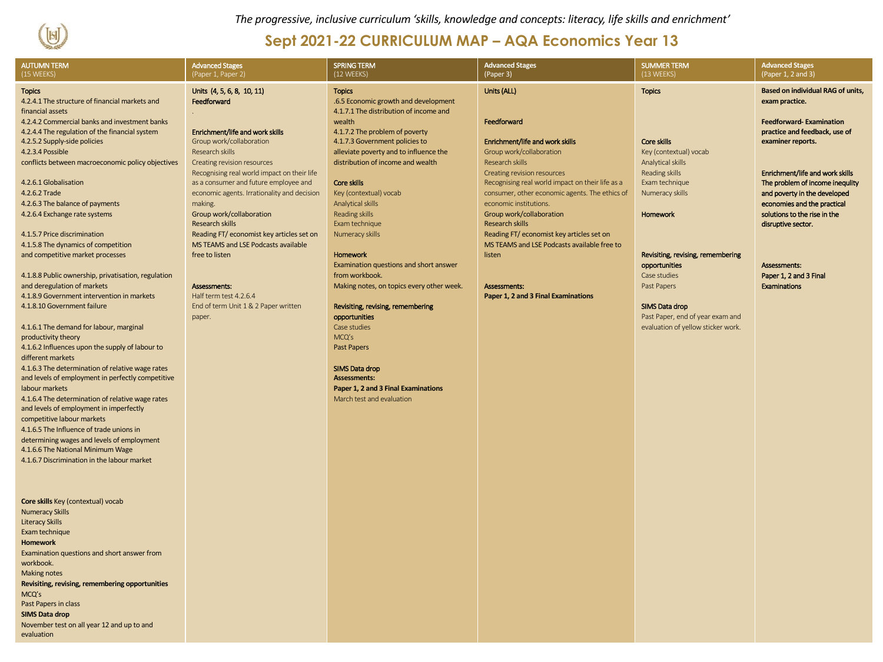*The progressive, inclusive curriculum 'skills, knowledge and concepts: literacy, life skills and enrichment'*

# Sept 2021-22 CURRICULUM MAP – AQA Economics Year 13

| AUTUMN TERM (15 WEEKS) | Advanced Stages (Paper 1, Paper 2) | SPRING TERM (12 WEEKS) | Advanced Stages (Paper 3) | SUMMER TERM (13 WEEKS) | Advanced Stages (Paper 1, 2 and 3) |
|---|---|---|---|---|---|
| **Topics**<br>4.2.4.1 The structure of financial markets and financial assets<br>4.2.4.2 Commercial banks and investment banks<br>4.2.4.4 The regulation of the financial system<br>4.2.5.2 Supply-side policies<br>4.2.3.4 Possible conflicts between macroeconomic policy objectives<br><br>4.2.6.1 Globalisation<br>4.2.6.2 Trade<br>4.2.6.3 The balance of payments<br>4.2.6.4 Exchange rate systems<br><br>4.1.5.7 Price discrimination<br>4.1.5.8 The dynamics of competition and competitive market processes<br><br>4.1.8.8 Public ownership, privatisation, regulation and deregulation of markets<br>4.1.8.9 Government intervention in markets<br>4.1.8.10 Government failure<br><br>4.1.6.1 The demand for labour, marginal productivity theory<br>4.1.6.2 Influences upon the supply of labour to different markets<br>4.1.6.3 The determination of relative wage rates and levels of employment in perfectly competitive labour markets<br>4.1.6.4 The determination of relative wage rates and levels of employment in imperfectly competitive labour markets<br>4.1.6.5 The Influence of trade unions in determining wages and levels of employment<br>4.1.6.6 The National Minimum Wage<br>4.1.6.7 Discrimination in the labour market<br><br>**Core skills** Key (contextual) vocab<br>Numeracy Skills<br>Literacy Skills<br>Exam technique<br>**Homework**<br>Examination questions and short answer from workbook.<br>Making notes<br>**Revisiting, revising, remembering opportunities**<br>MCQ's<br>Past Papers in class<br>**SIMS Data drop**<br>November test on all year 12 and up to and evaluation | Units (4, 5, 6, 8, 10, 11)<br>Feedforward<br>.<br><br>Enrichment/life and work skills<br>Group work/collaboration<br>Research skills<br>Creating revision resources<br>Recognising real world impact on their life as a consumer and future employee and economic agents. Irrationality and decision making.<br>Group work/collaboration<br>Research skills<br>Reading FT/ economist key articles set on MS TEAMS and LSE Podcasts available free to listen<br><br>Assessments:<br>Half term test 4.2.6.4<br>End of term Unit 1 & 2 Paper written paper. | **Topics**<br>.6.5 Economic growth and development<br>4.1.7.1 The distribution of income and wealth<br>4.1.7.2 The problem of poverty<br>4.1.7.3 Government policies to alleviate poverty and to influence the distribution of income and wealth<br><br>Core skills<br>Key (contextual) vocab<br>Analytical skills<br>Reading skills<br>Exam technique<br>Numeracy skills<br><br>Homework<br>Examination questions and short answer from workbook.<br>Making notes, on topics every other week.<br><br>Revisiting, revising, remembering opportunities<br>Case studies<br>MCQ's<br>Past Papers<br><br>SIMS Data drop<br>**Assessments:**<br>**Paper 1, 2 and 3 Final Examinations**<br>March test and evaluation | Units (ALL)<br><br>Feedforward<br><br>Enrichment/life and work skills<br>Group work/collaboration<br>Research skills<br>Creating revision resources<br>Recognising real world impact on their life as a consumer, other economic agents. The ethics of economic institutions.<br>Group work/collaboration<br>Research skills<br>Reading FT/ economist key articles set on MS TEAMS and LSE Podcasts available free to listen<br><br>Assessments:<br>**Paper 1, 2 and 3 Final Examinations** | Topics<br><br>Core skills<br>Key (contextual) vocab<br>Analytical skills<br>Reading skills<br>Exam technique<br>Numeracy skills<br><br>Homework<br><br>Revisiting, revising, remembering opportunities<br>Case studies<br>Past Papers<br><br>SIMS Data drop<br>Past Paper, end of year exam and evaluation of yellow sticker work. | **Based on individual RAG of units, exam practice.**<br><br>**Feedforward- Examination practice and feedback, use of examiner reports.**<br><br>Enrichment/life and work skills<br>The problem of income inequlity and poverty in the developed economies and the practical solutions to the rise in the disruptive sector.<br><br>Assessments:<br>Paper 1, 2 and 3 Final Examinations |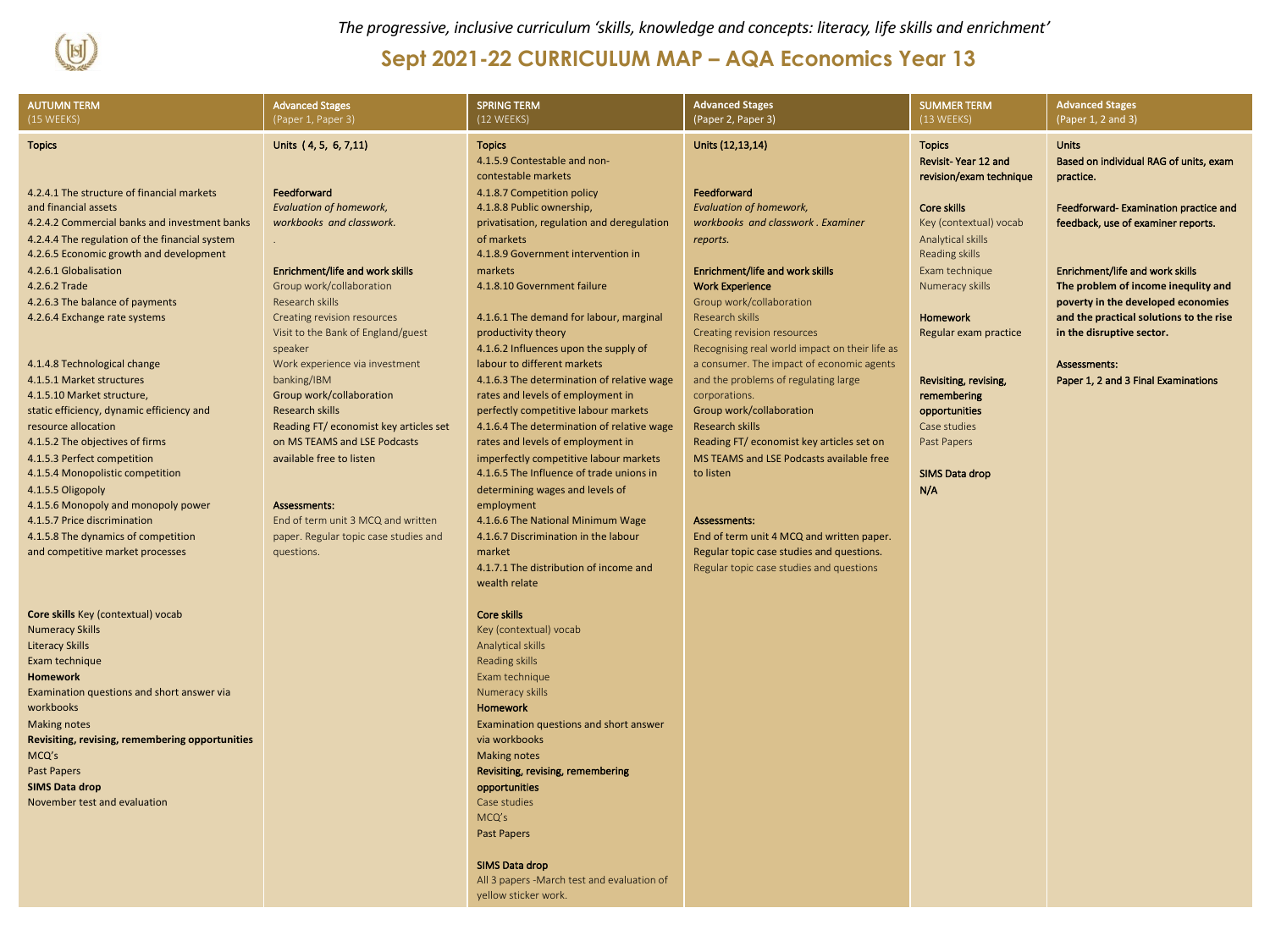*The progressive, inclusive curriculum 'skills, knowledge and concepts: literacy, life skills and enrichment'*

# Sept 2021-22 CURRICULUM MAP – AQA Economics Year 13

| AUTUMN TERM (15 WEEKS) | Advanced Stages (Paper 1, Paper 3) | SPRING TERM (12 WEEKS) | Advanced Stages (Paper 2, Paper 3) | SUMMER TERM (13 WEEKS) | Advanced Stages (Paper 1, 2 and 3) |
|---|---|---|---|---|---|
| **Topics**<br><br>4.2.4.1 The structure of financial markets and financial assets<br>4.2.4.2 Commercial banks and investment banks<br>4.2.4.4 The regulation of the financial system<br>4.2.6.5 Economic growth and development<br>4.2.6.1 Globalisation<br>4.2.6.2 Trade<br>4.2.6.3 The balance of payments<br>4.2.6.4 Exchange rate systems<br><br>4.1.4.8 Technological change<br>4.1.5.1 Market structures<br>4.1.5.10 Market structure, static efficiency, dynamic efficiency and resource allocation<br>4.1.5.2 The objectives of firms<br>4.1.5.3 Perfect competition<br>4.1.5.4 Monopolistic competition<br>4.1.5.5 Oligopoly<br>4.1.5.6 Monopoly and monopoly power<br>4.1.5.7 Price discrimination<br>4.1.5.8 The dynamics of competition and competitive market processes<br><br>**Core skills** Key (contextual) vocab<br>Numeracy Skills<br>Literacy Skills<br>Exam technique<br>**Homework**<br>Examination questions and short answer via workbooks<br>Making notes<br>**Revisiting, revising, remembering opportunities**<br>MCQ's<br>Past Papers<br>**SIMS Data drop**<br>November test and evaluation | Units (4, 5, 6, 7,11)<br><br>**Feedforward**<br>*Evaluation of homework, workbooks and classwork.*<br>.<br><br>**Enrichment/life and work skills**<br>Group work/collaboration<br>Research skills<br>Creating revision resources<br>Visit to the Bank of England/guest speaker<br>Work experience via investment banking/IBM<br>Group work/collaboration<br>Research skills<br>Reading FT/ economist key articles set on MS TEAMS and LSE Podcasts available free to listen<br><br>**Assessments:**<br>End of term unit 3 MCQ and written paper. Regular topic case studies and questions. | **Topics**<br>4.1.5.9 Contestable and non-contestable markets<br>4.1.8.7 Competition policy<br>4.1.8.8 Public ownership, privatisation, regulation and deregulation of markets<br>4.1.8.9 Government intervention in markets<br>4.1.8.10 Government failure<br><br>4.1.6.1 The demand for labour, marginal productivity theory<br>4.1.6.2 Influences upon the supply of labour to different markets<br>4.1.6.3 The determination of relative wage rates and levels of employment in perfectly competitive labour markets<br>4.1.6.4 The determination of relative wage rates and levels of employment in imperfectly competitive labour markets<br>4.1.6.5 The Influence of trade unions in determining wages and levels of employment<br>4.1.6.6 The National Minimum Wage<br>4.1.6.7 Discrimination in the labour market<br>4.1.7.1 The distribution of income and wealth relate<br><br>**Core skills**<br>Key (contextual) vocab<br>Analytical skills<br>Reading skills<br>Exam technique<br>Numeracy skills<br>**Homework**<br>Examination questions and short answer via workbooks<br>Making notes<br>**Revisiting, revising, remembering opportunities**<br>Case studies<br>MCQ's<br>Past Papers<br><br>**SIMS Data drop**<br>All 3 papers -March test and evaluation of yellow sticker work. | Units (12,13,14)<br><br>**Feedforward**<br>*Evaluation of homework, workbooks and classwork . Examiner reports.*<br><br>**Enrichment/life and work skills**<br>**Work Experience**<br>Group work/collaboration<br>Research skills<br>Creating revision resources<br>Recognising real world impact on their life as a consumer. The impact of economic agents and the problems of regulating large corporations.<br>Group work/collaboration<br>Research skills<br>Reading FT/ economist key articles set on MS TEAMS and LSE Podcasts available free to listen<br><br>**Assessments:**<br>End of term unit 4 MCQ and written paper.<br>Regular topic case studies and questions.<br>Regular topic case studies and questions | **Topics**<br>**Revisit- Year 12 and revision/exam technique**<br><br>**Core skills**<br>Key (contextual) vocab<br>Analytical skills<br>Reading skills<br>Exam technique<br>Numeracy skills<br><br>**Homework**<br>Regular exam practice<br><br>**Revisiting, revising, remembering opportunities**<br>Case studies<br>Past Papers<br><br>**SIMS Data drop**<br>**N/A** | **Units**<br>**Based on individual RAG of units, exam practice.**<br><br>**Feedforward- Examination practice and feedback, use of examiner reports.**<br><br>**Enrichment/life and work skills**<br>**The problem of income inequlity and poverty in the developed economies and the practical solutions to the rise in the disruptive sector.**<br><br>**Assessments:**<br>**Paper 1, 2 and 3 Final Examinations** |